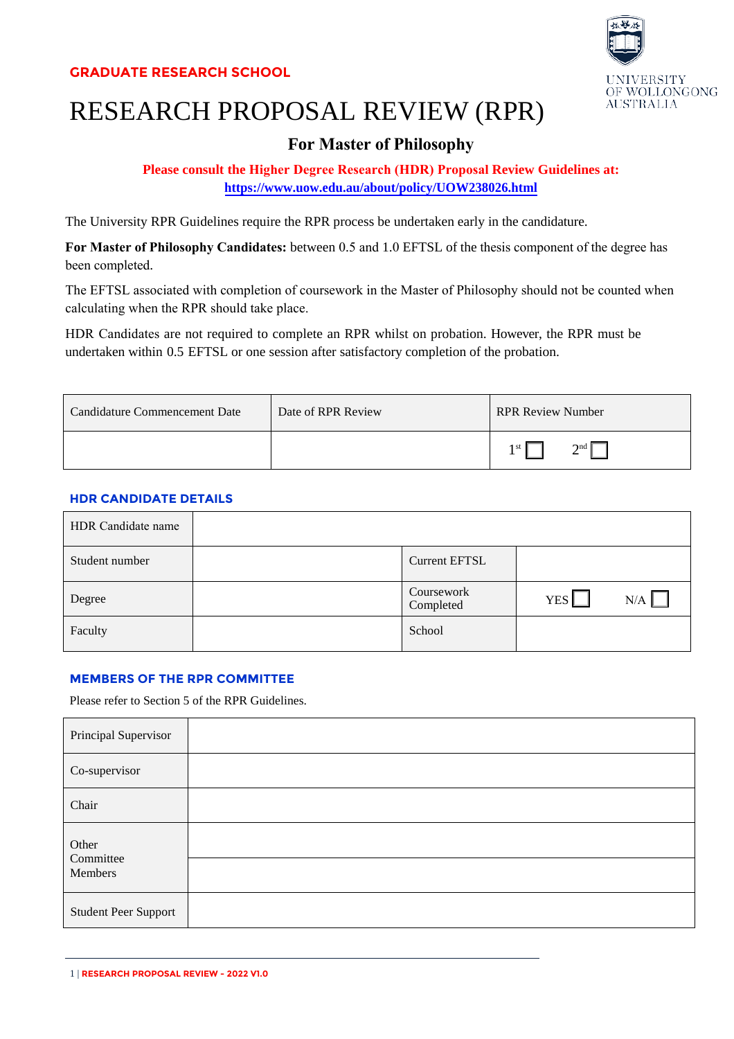GRADUATE RESEARCH SCHOOL

UNIVERSITY OF WOLLONGONG AUSTRALIA

# RESEARCH PROPOSAL REVIEW (RPR)

## For Master of Philosophy

**Please consult the Higher Degree Research (HDR) Proposal Review Guidelines at:**
**https://www.uow.edu.au/about/policy/UOW238026.html**

The University RPR Guidelines require the RPR process be undertaken early in the candidature.

**For Master of Philosophy Candidates:** between 0.5 and 1.0 EFTSL of the thesis component of the degree has been completed.

The EFTSL associated with completion of coursework in the Master of Philosophy should not be counted when calculating when the RPR should take place.

HDR Candidates are not required to complete an RPR whilst on probation. However, the RPR must be undertaken within 0.5 EFTSL or one session after satisfactory completion of the probation.

| Candidature Commencement Date | Date of RPR Review | RPR Review Number |
|---|---|---|
| | | 1st ☐ 2nd ☐ |

### HDR CANDIDATE DETAILS

| HDR Candidate name | | | |
|---|---|---|---|
| Student number | | Current EFTSL | |
| Degree | | Coursework Completed | YES ☐ N/A ☐ |
| Faculty | | School | |

### MEMBERS OF THE RPR COMMITTEE

Please refer to Section 5 of the RPR Guidelines.

| Principal Supervisor | |
|---|---|
| Co-supervisor | |
| Chair | |
| Other Committee Members | |
| | |
| Student Peer Support | |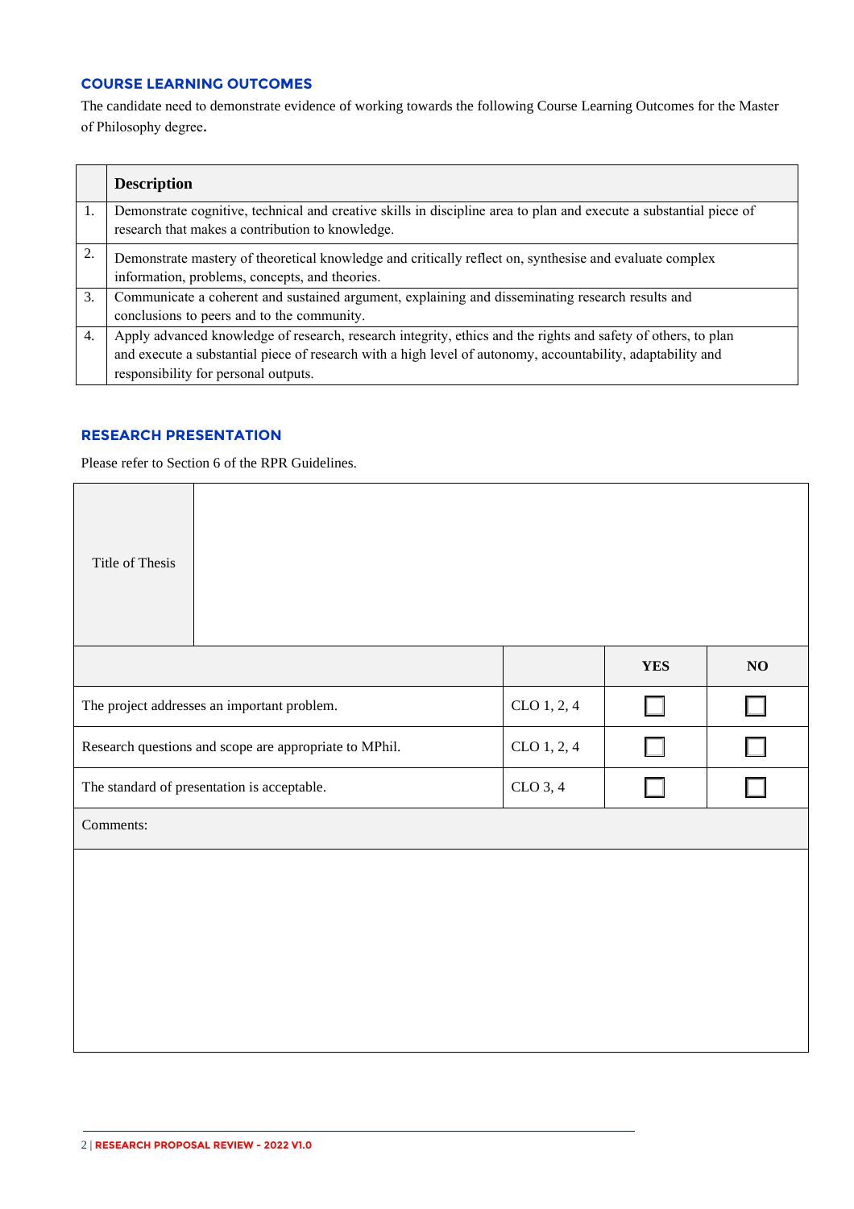## COURSE LEARNING OUTCOMES

The candidate need to demonstrate evidence of working towards the following Course Learning Outcomes for the Master of Philosophy degree.

| | **Description** |
|---|---|
| 1. | Demonstrate cognitive, technical and creative skills in discipline area to plan and execute a substantial piece of research that makes a contribution to knowledge. |
| 2. | Demonstrate mastery of theoretical knowledge and critically reflect on, synthesise and evaluate complex information, problems, concepts, and theories. |
| 3. | Communicate a coherent and sustained argument, explaining and disseminating research results and conclusions to peers and to the community. |
| 4. | Apply advanced knowledge of research, research integrity, ethics and the rights and safety of others, to plan and execute a substantial piece of research with a high level of autonomy, accountability, adaptability and responsibility for personal outputs. |

## RESEARCH PRESENTATION

Please refer to Section 6 of the RPR Guidelines.

| Title of Thesis | | | |
|---|---|---|---|
| | | **YES** | **NO** |
| The project addresses an important problem. | CLO 1, 2, 4 | ☐ | ☐ |
| Research questions and scope are appropriate to MPhil. | CLO 1, 2, 4 | ☐ | ☐ |
| The standard of presentation is acceptable. | CLO 3, 4 | ☐ | ☐ |
| Comments: | | | |
| | | | |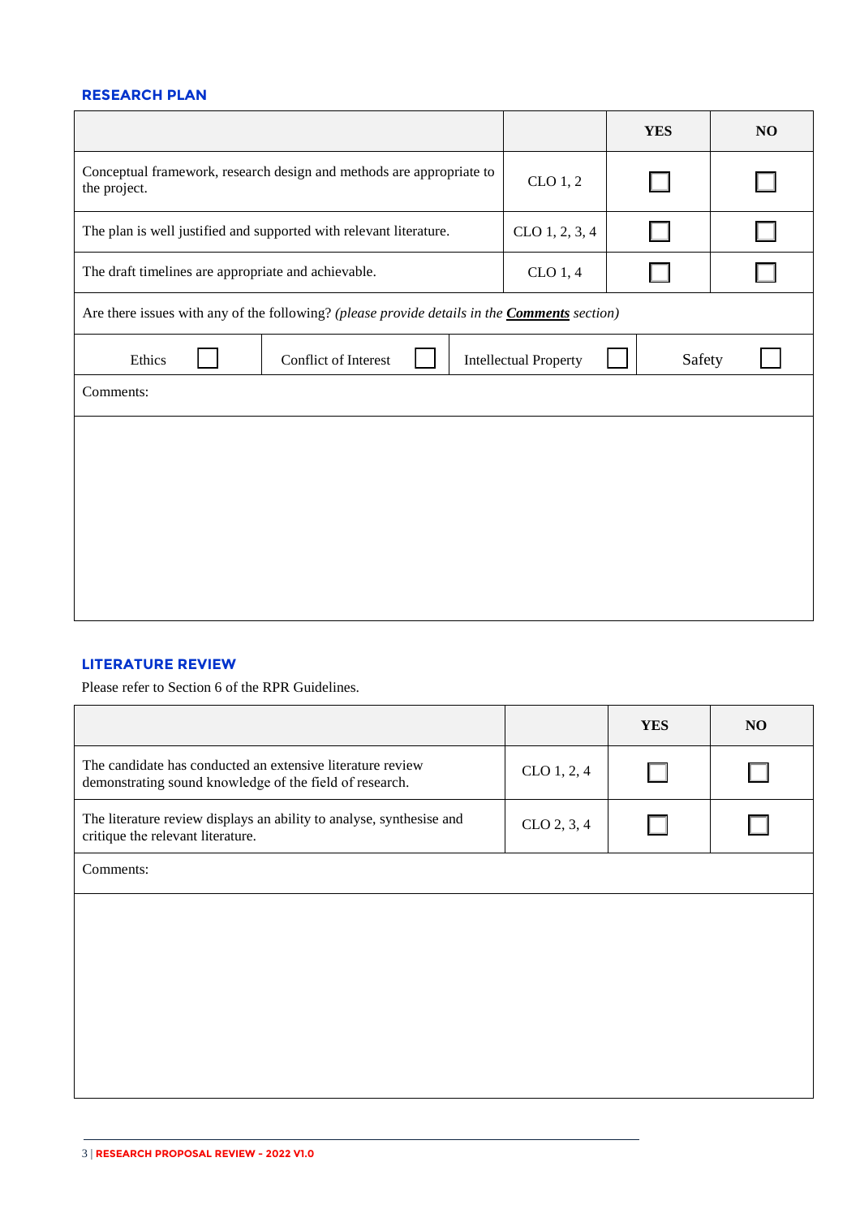## RESEARCH PLAN

| | | YES | NO |
|---|---|---|---|
| Conceptual framework, research design and methods are appropriate to the project. | CLO 1, 2 | ☐ | ☐ |
| The plan is well justified and supported with relevant literature. | CLO 1, 2, 3, 4 | ☐ | ☐ |
| The draft timelines are appropriate and achievable. | CLO 1, 4 | ☐ | ☐ |

Are there issues with any of the following? *(please provide details in the* ***Comments*** *section)*

| Ethics ☐ | Conflict of Interest ☐ | Intellectual Property ☐ | Safety ☐ |
|---|---|---|---|

Comments:

## LITERATURE REVIEW

Please refer to Section 6 of the RPR Guidelines.

| | | YES | NO |
|---|---|---|---|
| The candidate has conducted an extensive literature review demonstrating sound knowledge of the field of research. | CLO 1, 2, 4 | ☐ | ☐ |
| The literature review displays an ability to analyse, synthesise and critique the relevant literature. | CLO 2, 3, 4 | ☐ | ☐ |

Comments: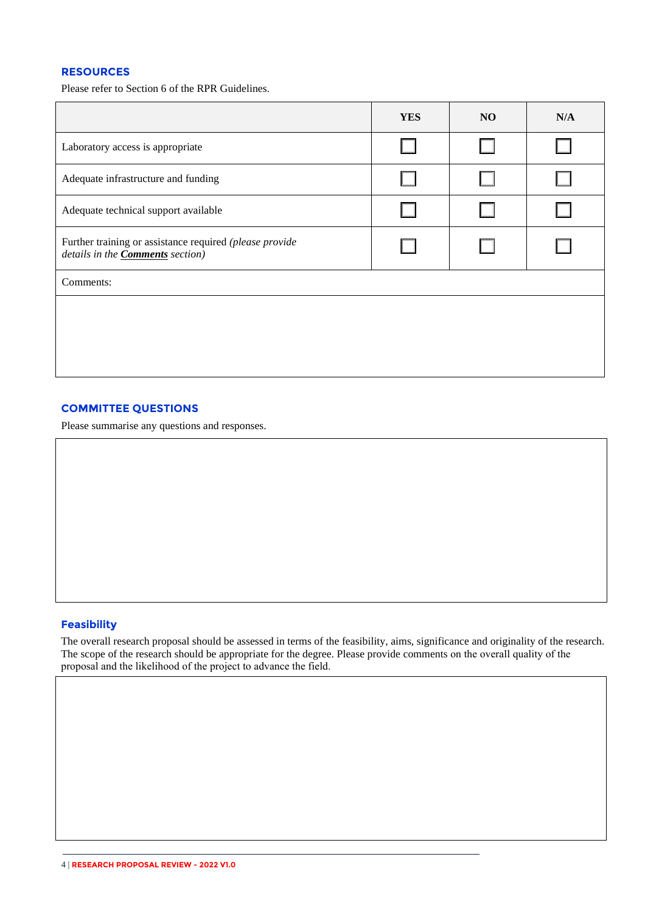## RESOURCES

Please refer to Section 6 of the RPR Guidelines.

| | YES | NO | N/A |
|---|---|---|---|
| Laboratory access is appropriate | ☐ | ☐ | ☐ |
| Adequate infrastructure and funding | ☐ | ☐ | ☐ |
| Adequate technical support available | ☐ | ☐ | ☐ |
| Further training or assistance required *(please provide details in the* ***Comments*** *section)* | ☐ | ☐ | ☐ |
| Comments: | | | |
| | | | |

## COMMITTEE QUESTIONS

Please summarise any questions and responses.

| |
|---|
| |

## Feasibility

The overall research proposal should be assessed in terms of the feasibility, aims, significance and originality of the research. The scope of the research should be appropriate for the degree. Please provide comments on the overall quality of the proposal and the likelihood of the project to advance the field.

| |
|---|
| |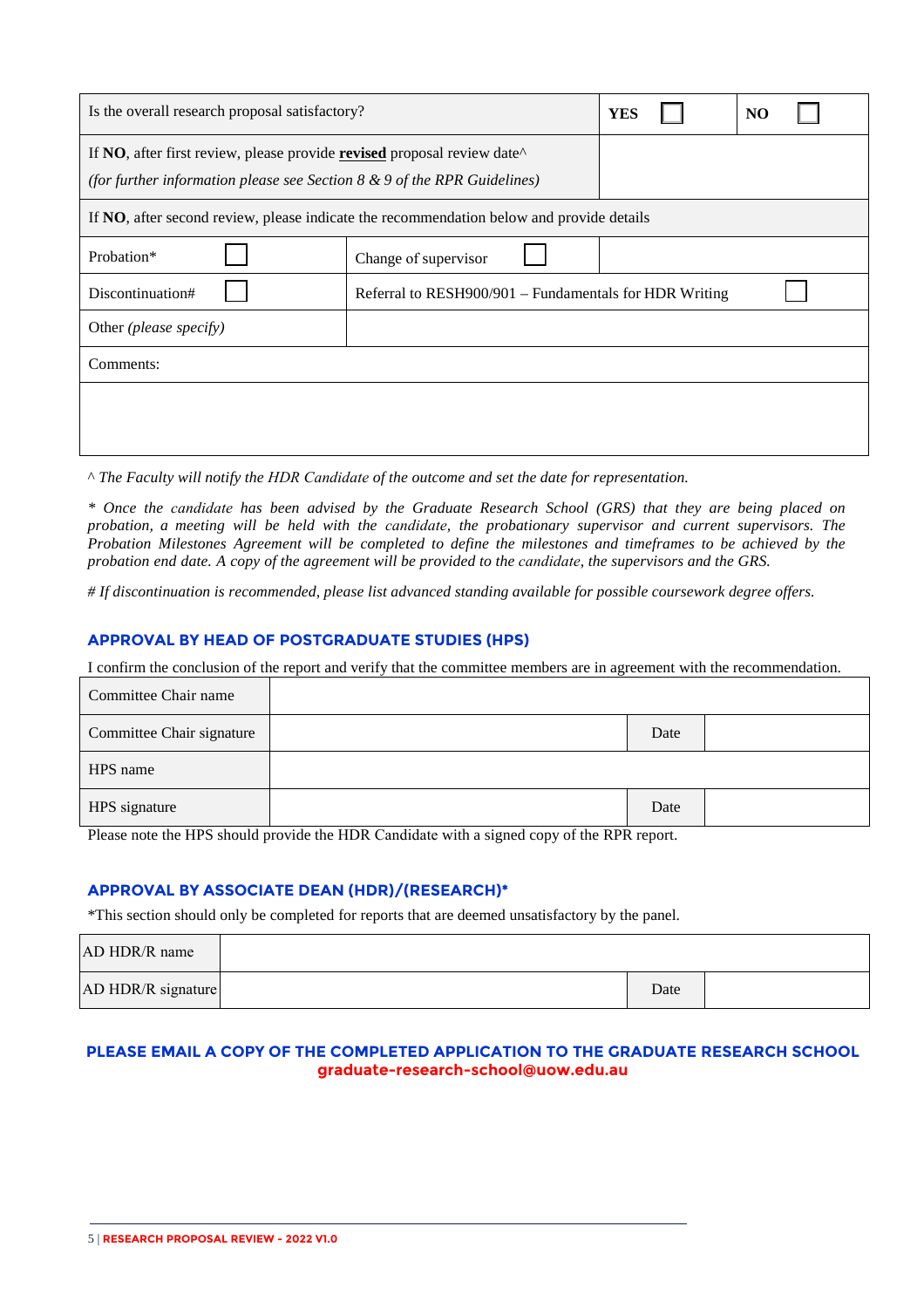| Is the overall research proposal satisfactory? | **YES** ☐ | **NO** ☐ |
|---|---|---|
| If **NO**, after first review, please provide **revised** proposal review date^ *(for further information please see Section 8 & 9 of the RPR Guidelines)* | | |
| If **NO**, after second review, please indicate the recommendation below and provide details | | |
| Probation* ☐ | Change of supervisor ☐ | |
| Discontinuation# ☐ | Referral to RESH900/901 – Fundamentals for HDR Writing ☐ | |
| Other *(please specify)* | | |
| Comments: | | |
| | | |

*^ The Faculty will notify the HDR Candidate of the outcome and set the date for representation.*

*\* Once the candidate has been advised by the Graduate Research School (GRS) that they are being placed on probation, a meeting will be held with the candidate, the probationary supervisor and current supervisors. The Probation Milestones Agreement will be completed to define the milestones and timeframes to be achieved by the probation end date. A copy of the agreement will be provided to the candidate, the supervisors and the GRS.*

*# If discontinuation is recommended, please list advanced standing available for possible coursework degree offers.*

## APPROVAL BY HEAD OF POSTGRADUATE STUDIES (HPS)

I confirm the conclusion of the report and verify that the committee members are in agreement with the recommendation.

| Committee Chair name | | | |
|---|---|---|---|
| Committee Chair signature | | Date | |
| HPS name | | | |
| HPS signature | | Date | |

Please note the HPS should provide the HDR Candidate with a signed copy of the RPR report.

## APPROVAL BY ASSOCIATE DEAN (HDR)/(RESEARCH)*

*This section should only be completed for reports that are deemed unsatisfactory by the panel.

| AD HDR/R name | | | |
|---|---|---|---|
| AD HDR/R signature | | Date | |

**PLEASE EMAIL A COPY OF THE COMPLETED APPLICATION TO THE GRADUATE RESEARCH SCHOOL**
**graduate-research-school@uow.edu.au**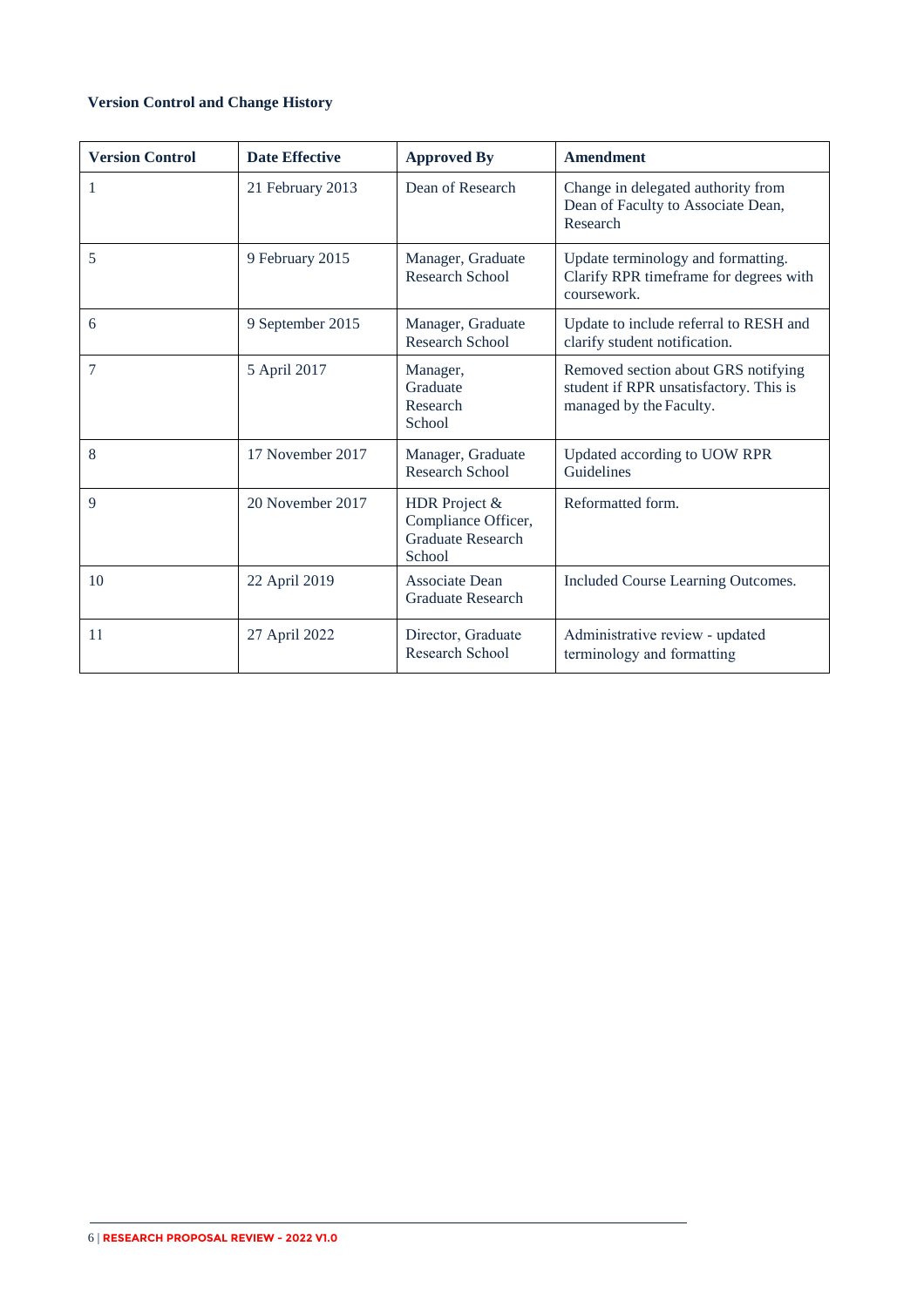**Version Control and Change History**

| Version Control | Date Effective | Approved By | Amendment |
|---|---|---|---|
| 1 | 21 February 2013 | Dean of Research | Change in delegated authority from Dean of Faculty to Associate Dean, Research |
| 5 | 9 February 2015 | Manager, Graduate Research School | Update terminology and formatting. Clarify RPR timeframe for degrees with coursework. |
| 6 | 9 September 2015 | Manager, Graduate Research School | Update to include referral to RESH and clarify student notification. |
| 7 | 5 April 2017 | Manager, Graduate Research School | Removed section about GRS notifying student if RPR unsatisfactory. This is managed by the Faculty. |
| 8 | 17 November 2017 | Manager, Graduate Research School | Updated according to UOW RPR Guidelines |
| 9 | 20 November 2017 | HDR Project & Compliance Officer, Graduate Research School | Reformatted form. |
| 10 | 22 April 2019 | Associate Dean Graduate Research | Included Course Learning Outcomes. |
| 11 | 27 April 2022 | Director, Graduate Research School | Administrative review - updated terminology and formatting |